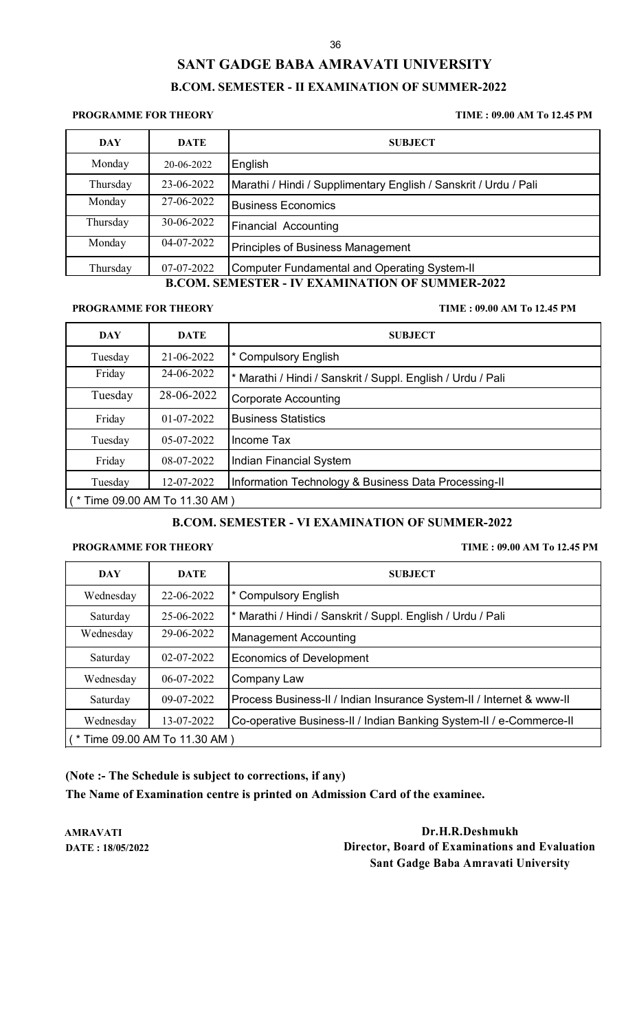# SANT GADGE BABA AMRAVATI UNIVERSITY

## B.COM. SEMESTER - II EXAMINATION OF SUMMER-2022

**PROGRAMME FOR THEORY** **TIME : 09.00 AM To 12.45 PM**

| DAY | DATE | SUBJECT |
|---|---|---|
| Monday | 20-06-2022 | English |
| Thursday | 23-06-2022 | Marathi / Hindi / Supplimentary English / Sanskrit / Urdu / Pali |
| Monday | 27-06-2022 | Business Economics |
| Thursday | 30-06-2022 | Financial Accounting |
| Monday | 04-07-2022 | Principles of Business Management |
| Thursday | 07-07-2022 | Computer Fundamental and Operating System-II |

## B.COM. SEMESTER - IV EXAMINATION OF SUMMER-2022

**PROGRAMME FOR THEORY** **TIME : 09.00 AM To 12.45 PM**

| DAY | DATE | SUBJECT |
|---|---|---|
| Tuesday | 21-06-2022 | * Compulsory English |
| Friday | 24-06-2022 | * Marathi / Hindi / Sanskrit / Suppl. English / Urdu / Pali |
| Tuesday | 28-06-2022 | Corporate Accounting |
| Friday | 01-07-2022 | Business Statistics |
| Tuesday | 05-07-2022 | Income Tax |
| Friday | 08-07-2022 | Indian Financial System |
| Tuesday | 12-07-2022 | Information Technology & Business Data Processing-II |
| ( * Time 09.00 AM To 11.30 AM ) | | |

## B.COM. SEMESTER - VI EXAMINATION OF SUMMER-2022

**PROGRAMME FOR THEORY** **TIME : 09.00 AM To 12.45 PM**

| DAY | DATE | SUBJECT |
|---|---|---|
| Wednesday | 22-06-2022 | * Compulsory English |
| Saturday | 25-06-2022 | * Marathi / Hindi / Sanskrit / Suppl. English / Urdu / Pali |
| Wednesday | 29-06-2022 | Management Accounting |
| Saturday | 02-07-2022 | Economics of Development |
| Wednesday | 06-07-2022 | Company Law |
| Saturday | 09-07-2022 | Process Business-II / Indian Insurance System-II / Internet & www-II |
| Wednesday | 13-07-2022 | Co-operative Business-II / Indian Banking System-II / e-Commerce-II |
| ( * Time 09.00 AM To 11.30 AM ) | | |

**(Note :- The Schedule is subject to corrections, if any)**

**The Name of Examination centre is printed on Admission Card of the examinee.**

**AMRAVATI**
**DATE : 18/05/2022**

**Dr.H.R.Deshmukh**
**Director, Board of Examinations and Evaluation**
**Sant Gadge Baba Amravati University**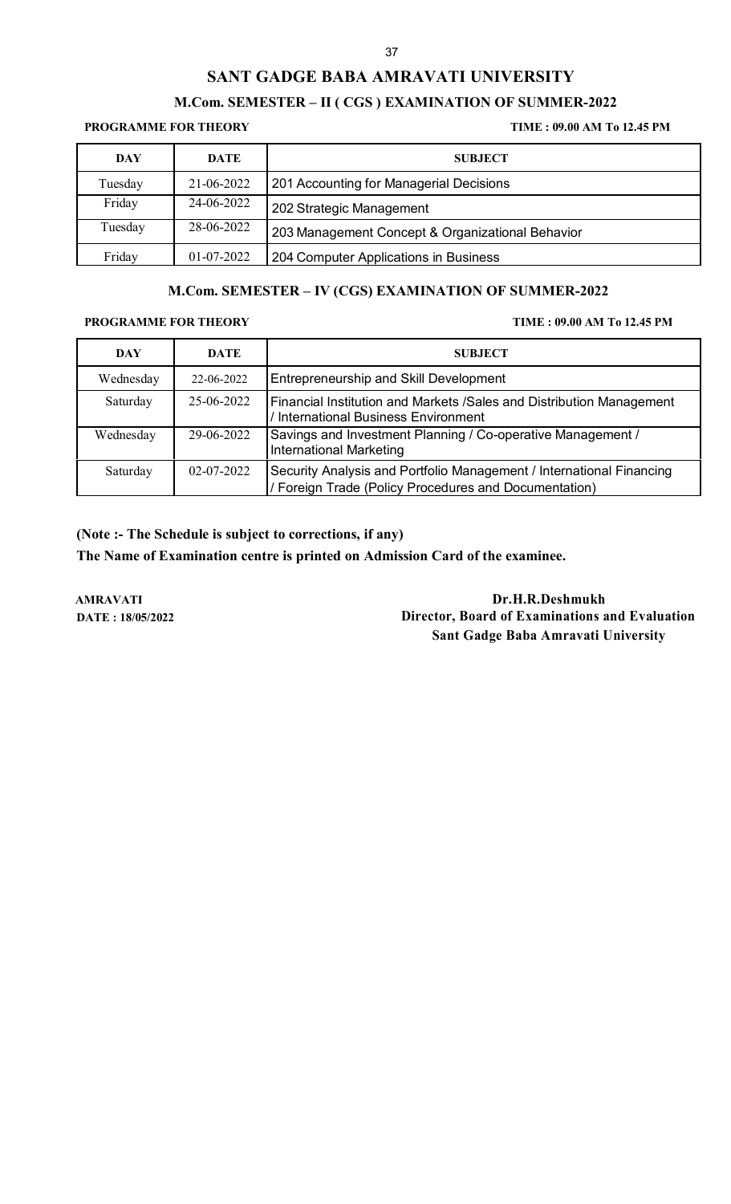# SANT GADGE BABA AMRAVATI UNIVERSITY

## M.Com. SEMESTER – II ( CGS ) EXAMINATION OF SUMMER-2022

**PROGRAMME FOR THEORY** **TIME : 09.00 AM To 12.45 PM**

| DAY | DATE | SUBJECT |
|---|---|---|
| Tuesday | 21-06-2022 | 201 Accounting for Managerial Decisions |
| Friday | 24-06-2022 | 202 Strategic Management |
| Tuesday | 28-06-2022 | 203 Management Concept & Organizational Behavior |
| Friday | 01-07-2022 | 204 Computer Applications in Business |

## M.Com. SEMESTER – IV (CGS) EXAMINATION OF SUMMER-2022

**PROGRAMME FOR THEORY** **TIME : 09.00 AM To 12.45 PM**

| DAY | DATE | SUBJECT |
|---|---|---|
| Wednesday | 22-06-2022 | Entrepreneurship and Skill Development |
| Saturday | 25-06-2022 | Financial Institution and Markets /Sales and Distribution Management / International Business Environment |
| Wednesday | 29-06-2022 | Savings and Investment Planning / Co-operative Management / International Marketing |
| Saturday | 02-07-2022 | Security Analysis and Portfolio Management / International Financing / Foreign Trade (Policy Procedures and Documentation) |

**(Note :- The Schedule is subject to corrections, if any)**

**The Name of Examination centre is printed on Admission Card of the examinee.**

**AMRAVATI**
**DATE : 18/05/2022**

**Dr.H.R.Deshmukh**
**Director, Board of Examinations and Evaluation**
**Sant Gadge Baba Amravati University**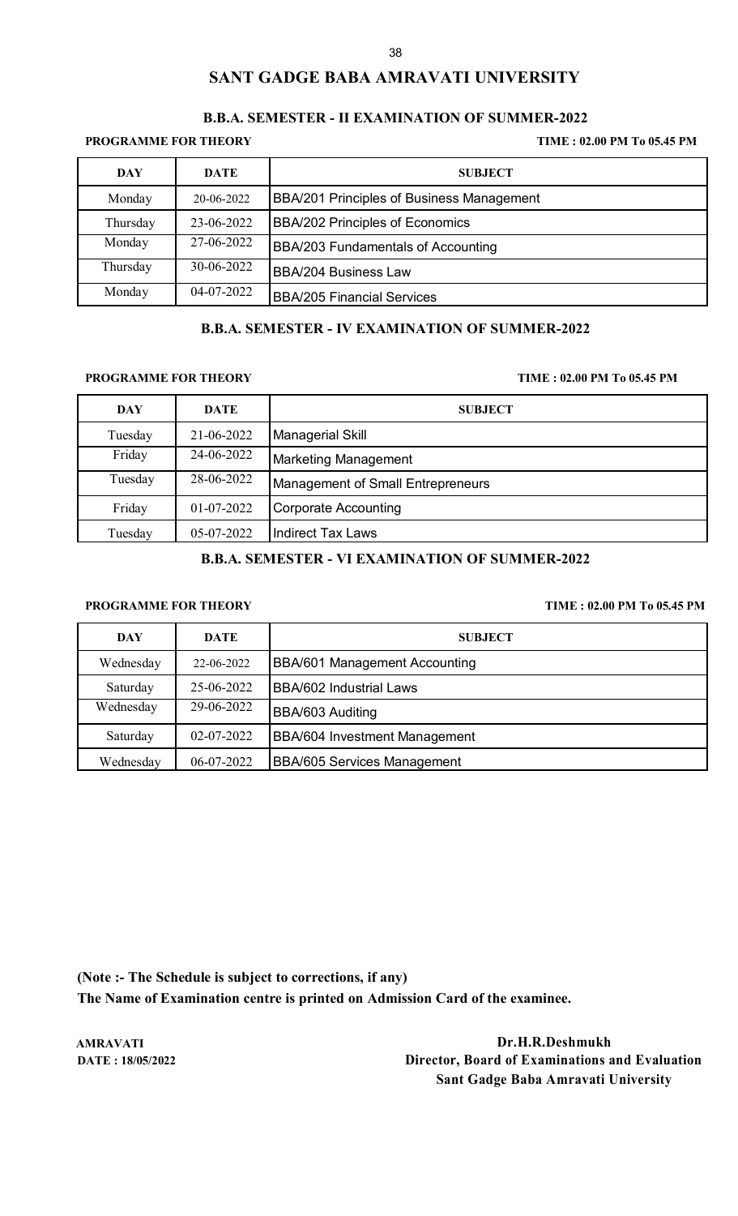# SANT GADGE BABA AMRAVATI UNIVERSITY

## B.B.A. SEMESTER - II EXAMINATION OF SUMMER-2022

**PROGRAMME FOR THEORY** **TIME : 02.00 PM To 05.45 PM**

| DAY | DATE | SUBJECT |
|---|---|---|
| Monday | 20-06-2022 | BBA/201 Principles of Business Management |
| Thursday | 23-06-2022 | BBA/202 Principles of Economics |
| Monday | 27-06-2022 | BBA/203 Fundamentals of Accounting |
| Thursday | 30-06-2022 | BBA/204 Business Law |
| Monday | 04-07-2022 | BBA/205 Financial Services |

## B.B.A. SEMESTER - IV EXAMINATION OF SUMMER-2022

**PROGRAMME FOR THEORY** **TIME : 02.00 PM To 05.45 PM**

| DAY | DATE | SUBJECT |
|---|---|---|
| Tuesday | 21-06-2022 | Managerial Skill |
| Friday | 24-06-2022 | Marketing Management |
| Tuesday | 28-06-2022 | Management of Small Entrepreneurs |
| Friday | 01-07-2022 | Corporate Accounting |
| Tuesday | 05-07-2022 | Indirect Tax Laws |

## B.B.A. SEMESTER - VI EXAMINATION OF SUMMER-2022

**PROGRAMME FOR THEORY** **TIME : 02.00 PM To 05.45 PM**

| DAY | DATE | SUBJECT |
|---|---|---|
| Wednesday | 22-06-2022 | BBA/601 Management Accounting |
| Saturday | 25-06-2022 | BBA/602 Industrial Laws |
| Wednesday | 29-06-2022 | BBA/603 Auditing |
| Saturday | 02-07-2022 | BBA/604 Investment Management |
| Wednesday | 06-07-2022 | BBA/605 Services Management |

**(Note :- The Schedule is subject to corrections, if any)**
**The Name of Examination centre is printed on Admission Card of the examinee.**

**AMRAVATI**
**DATE : 18/05/2022**

**Dr.H.R.Deshmukh**
**Director, Board of Examinations and Evaluation**
**Sant Gadge Baba Amravati University**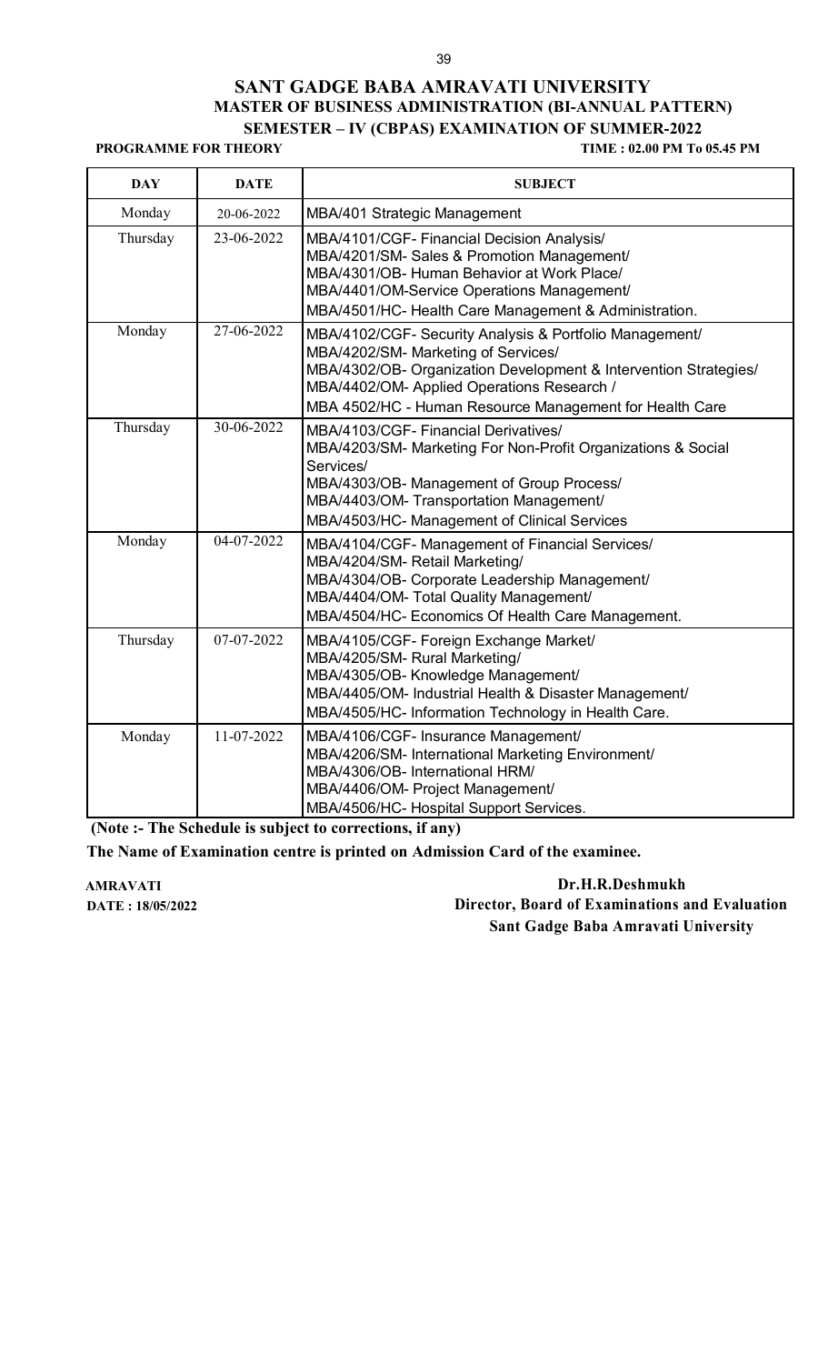# SANT GADGE BABA AMRAVATI UNIVERSITY
## MASTER OF BUSINESS ADMINISTRATION (BI-ANNUAL PATTERN)
## SEMESTER – IV (CBPAS) EXAMINATION OF SUMMER-2022

**PROGRAMME FOR THEORY** **TIME : 02.00 PM To 05.45 PM**

| DAY | DATE | SUBJECT |
|---|---|---|
| Monday | 20-06-2022 | MBA/401 Strategic Management |
| Thursday | 23-06-2022 | MBA/4101/CGF- Financial Decision Analysis/<br>MBA/4201/SM- Sales & Promotion Management/<br>MBA/4301/OB- Human Behavior at Work Place/<br>MBA/4401/OM-Service Operations Management/<br>MBA/4501/HC- Health Care Management & Administration. |
| Monday | 27-06-2022 | MBA/4102/CGF- Security Analysis & Portfolio Management/<br>MBA/4202/SM- Marketing of Services/<br>MBA/4302/OB- Organization Development & Intervention Strategies/<br>MBA/4402/OM- Applied Operations Research /<br>MBA 4502/HC - Human Resource Management for Health Care |
| Thursday | 30-06-2022 | MBA/4103/CGF- Financial Derivatives/<br>MBA/4203/SM- Marketing For Non-Profit Organizations & Social Services/<br>MBA/4303/OB- Management of Group Process/<br>MBA/4403/OM- Transportation Management/<br>MBA/4503/HC- Management of Clinical Services |
| Monday | 04-07-2022 | MBA/4104/CGF- Management of Financial Services/<br>MBA/4204/SM- Retail Marketing/<br>MBA/4304/OB- Corporate Leadership Management/<br>MBA/4404/OM- Total Quality Management/<br>MBA/4504/HC- Economics Of Health Care Management. |
| Thursday | 07-07-2022 | MBA/4105/CGF- Foreign Exchange Market/<br>MBA/4205/SM- Rural Marketing/<br>MBA/4305/OB- Knowledge Management/<br>MBA/4405/OM- Industrial Health & Disaster Management/<br>MBA/4505/HC- Information Technology in Health Care. |
| Monday | 11-07-2022 | MBA/4106/CGF- Insurance Management/<br>MBA/4206/SM- International Marketing Environment/<br>MBA/4306/OB- International HRM/<br>MBA/4406/OM- Project Management/<br>MBA/4506/HC- Hospital Support Services. |

**(Note :- The Schedule is subject to corrections, if any)**

**The Name of Examination centre is printed on Admission Card of the examinee.**

**AMRAVATI**
**DATE : 18/05/2022**

**Dr.H.R.Deshmukh**
**Director, Board of Examinations and Evaluation**
**Sant Gadge Baba Amravati University**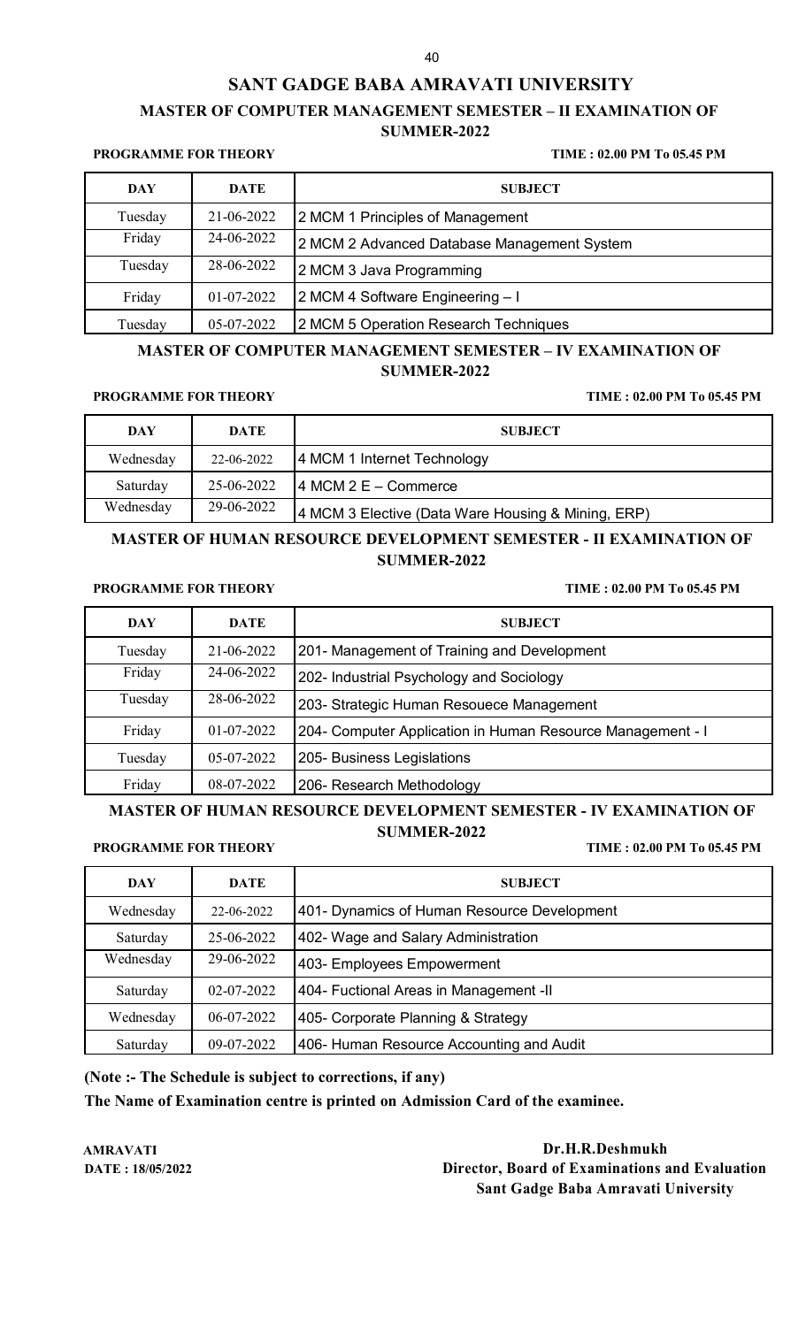# SANT GADGE BABA AMRAVATI UNIVERSITY

## MASTER OF COMPUTER MANAGEMENT SEMESTER – II EXAMINATION OF SUMMER-2022

**PROGRAMME FOR THEORY** **TIME : 02.00 PM To 05.45 PM**

| DAY | DATE | SUBJECT |
|---|---|---|
| Tuesday | 21-06-2022 | 2 MCM 1 Principles of Management |
| Friday | 24-06-2022 | 2 MCM 2 Advanced Database Management System |
| Tuesday | 28-06-2022 | 2 MCM 3 Java Programming |
| Friday | 01-07-2022 | 2 MCM 4 Software Engineering – I |
| Tuesday | 05-07-2022 | 2 MCM 5 Operation Research Techniques |

## MASTER OF COMPUTER MANAGEMENT SEMESTER – IV EXAMINATION OF SUMMER-2022

**PROGRAMME FOR THEORY** **TIME : 02.00 PM To 05.45 PM**

| DAY | DATE | SUBJECT |
|---|---|---|
| Wednesday | 22-06-2022 | 4 MCM 1 Internet Technology |
| Saturday | 25-06-2022 | 4 MCM 2 E – Commerce |
| Wednesday | 29-06-2022 | 4 MCM 3 Elective (Data Ware Housing & Mining, ERP) |

## MASTER OF HUMAN RESOURCE DEVELOPMENT SEMESTER - II EXAMINATION OF SUMMER-2022

**PROGRAMME FOR THEORY** **TIME : 02.00 PM To 05.45 PM**

| DAY | DATE | SUBJECT |
|---|---|---|
| Tuesday | 21-06-2022 | 201- Management of Training and Development |
| Friday | 24-06-2022 | 202- Industrial Psychology and Sociology |
| Tuesday | 28-06-2022 | 203- Strategic Human Resouece Management |
| Friday | 01-07-2022 | 204- Computer Application in Human Resource Management - I |
| Tuesday | 05-07-2022 | 205- Business Legislations |
| Friday | 08-07-2022 | 206- Research Methodology |

## MASTER OF HUMAN RESOURCE DEVELOPMENT SEMESTER - IV EXAMINATION OF SUMMER-2022

**PROGRAMME FOR THEORY** **TIME : 02.00 PM To 05.45 PM**

| DAY | DATE | SUBJECT |
|---|---|---|
| Wednesday | 22-06-2022 | 401- Dynamics of Human Resource Development |
| Saturday | 25-06-2022 | 402- Wage and Salary Administration |
| Wednesday | 29-06-2022 | 403- Employees Empowerment |
| Saturday | 02-07-2022 | 404- Fuctional Areas in Management -II |
| Wednesday | 06-07-2022 | 405- Corporate Planning & Strategy |
| Saturday | 09-07-2022 | 406- Human Resource Accounting and Audit |

**(Note :- The Schedule is subject to corrections, if any)**

**The Name of Examination centre is printed on Admission Card of the examinee.**

**AMRAVATI**
**DATE : 18/05/2022**

**Dr.H.R.Deshmukh**
**Director, Board of Examinations and Evaluation**
**Sant Gadge Baba Amravati University**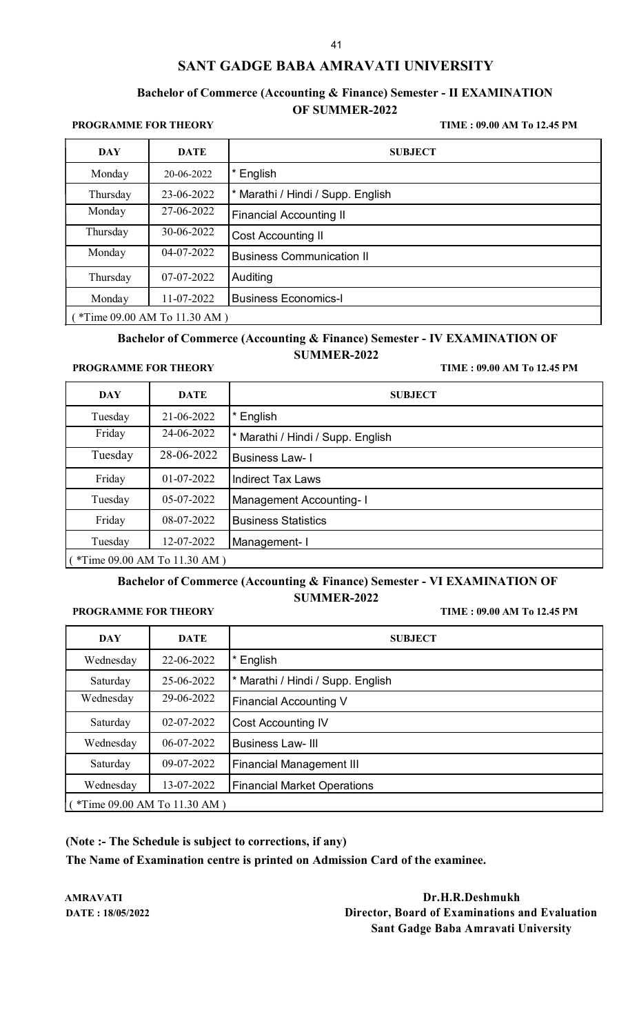# SANT GADGE BABA AMRAVATI UNIVERSITY

## Bachelor of Commerce (Accounting & Finance) Semester - II EXAMINATION OF SUMMER-2022

**PROGRAMME FOR THEORY** **TIME : 09.00 AM To 12.45 PM**

| DAY | DATE | SUBJECT |
|---|---|---|
| Monday | 20-06-2022 | * English |
| Thursday | 23-06-2022 | * Marathi / Hindi / Supp. English |
| Monday | 27-06-2022 | Financial Accounting II |
| Thursday | 30-06-2022 | Cost Accounting II |
| Monday | 04-07-2022 | Business Communication II |
| Thursday | 07-07-2022 | Auditing |
| Monday | 11-07-2022 | Business Economics-I |
| ( *Time 09.00 AM To 11.30 AM ) | | |

## Bachelor of Commerce (Accounting & Finance) Semester - IV EXAMINATION OF SUMMER-2022

**PROGRAMME FOR THEORY** **TIME : 09.00 AM To 12.45 PM**

| DAY | DATE | SUBJECT |
|---|---|---|
| Tuesday | 21-06-2022 | * English |
| Friday | 24-06-2022 | * Marathi / Hindi / Supp. English |
| Tuesday | 28-06-2022 | Business Law- I |
| Friday | 01-07-2022 | Indirect Tax Laws |
| Tuesday | 05-07-2022 | Management Accounting- I |
| Friday | 08-07-2022 | Business Statistics |
| Tuesday | 12-07-2022 | Management- I |
| ( *Time 09.00 AM To 11.30 AM ) | | |

## Bachelor of Commerce (Accounting & Finance) Semester - VI EXAMINATION OF SUMMER-2022

**PROGRAMME FOR THEORY** **TIME : 09.00 AM To 12.45 PM**

| DAY | DATE | SUBJECT |
|---|---|---|
| Wednesday | 22-06-2022 | * English |
| Saturday | 25-06-2022 | * Marathi / Hindi / Supp. English |
| Wednesday | 29-06-2022 | Financial Accounting V |
| Saturday | 02-07-2022 | Cost Accounting IV |
| Wednesday | 06-07-2022 | Business Law- III |
| Saturday | 09-07-2022 | Financial Management III |
| Wednesday | 13-07-2022 | Financial Market Operations |
| ( *Time 09.00 AM To 11.30 AM ) | | |

**(Note :- The Schedule is subject to corrections, if any)**

**The Name of Examination centre is printed on Admission Card of the examinee.**

**AMRAVATI**
**DATE : 18/05/2022**

**Dr.H.R.Deshmukh**
**Director, Board of Examinations and Evaluation**
**Sant Gadge Baba Amravati University**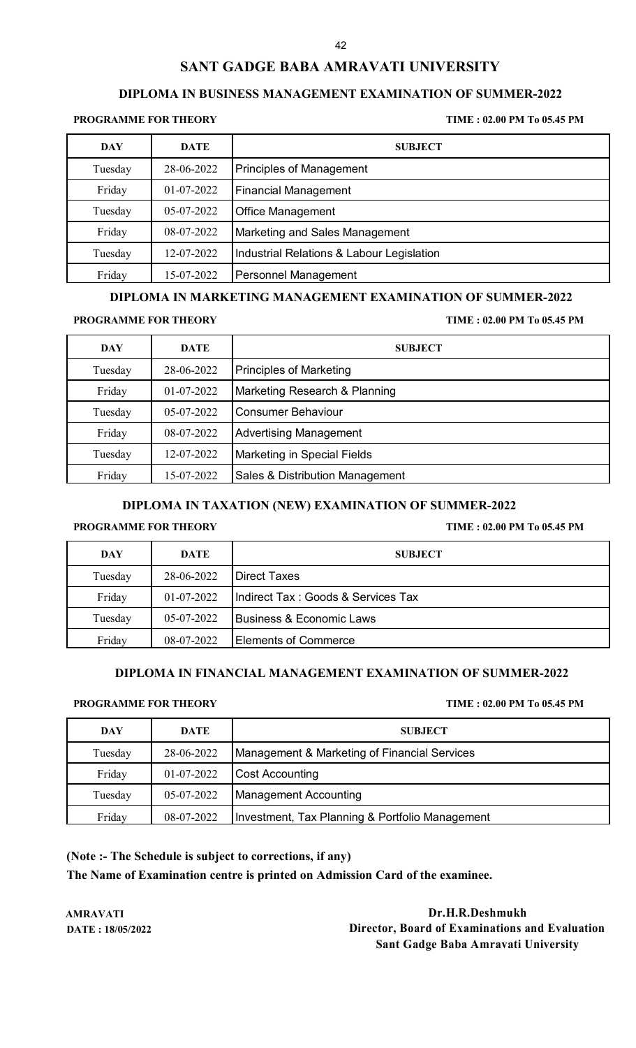# SANT GADGE BABA AMRAVATI UNIVERSITY

## DIPLOMA IN BUSINESS MANAGEMENT EXAMINATION OF SUMMER-2022

**PROGRAMME FOR THEORY** **TIME : 02.00 PM To 05.45 PM**

| DAY | DATE | SUBJECT |
|---|---|---|
| Tuesday | 28-06-2022 | Principles of Management |
| Friday | 01-07-2022 | Financial Management |
| Tuesday | 05-07-2022 | Office Management |
| Friday | 08-07-2022 | Marketing and Sales Management |
| Tuesday | 12-07-2022 | Industrial Relations & Labour Legislation |
| Friday | 15-07-2022 | Personnel Management |

## DIPLOMA IN MARKETING MANAGEMENT EXAMINATION OF SUMMER-2022

**PROGRAMME FOR THEORY** **TIME : 02.00 PM To 05.45 PM**

| DAY | DATE | SUBJECT |
|---|---|---|
| Tuesday | 28-06-2022 | Principles of Marketing |
| Friday | 01-07-2022 | Marketing Research & Planning |
| Tuesday | 05-07-2022 | Consumer Behaviour |
| Friday | 08-07-2022 | Advertising Management |
| Tuesday | 12-07-2022 | Marketing in Special Fields |
| Friday | 15-07-2022 | Sales & Distribution Management |

## DIPLOMA IN TAXATION (NEW) EXAMINATION OF SUMMER-2022

**PROGRAMME FOR THEORY** **TIME : 02.00 PM To 05.45 PM**

| DAY | DATE | SUBJECT |
|---|---|---|
| Tuesday | 28-06-2022 | Direct Taxes |
| Friday | 01-07-2022 | Indirect Tax : Goods & Services Tax |
| Tuesday | 05-07-2022 | Business & Economic Laws |
| Friday | 08-07-2022 | Elements of Commerce |

## DIPLOMA IN FINANCIAL MANAGEMENT EXAMINATION OF SUMMER-2022

**PROGRAMME FOR THEORY** **TIME : 02.00 PM To 05.45 PM**

| DAY | DATE | SUBJECT |
|---|---|---|
| Tuesday | 28-06-2022 | Management & Marketing of Financial Services |
| Friday | 01-07-2022 | Cost Accounting |
| Tuesday | 05-07-2022 | Management Accounting |
| Friday | 08-07-2022 | Investment, Tax Planning & Portfolio Management |

**(Note :- The Schedule is subject to corrections, if any)**

**The Name of Examination centre is printed on Admission Card of the examinee.**

**AMRAVATI**
**DATE : 18/05/2022**

**Dr.H.R.Deshmukh**
**Director, Board of Examinations and Evaluation**
**Sant Gadge Baba Amravati University**